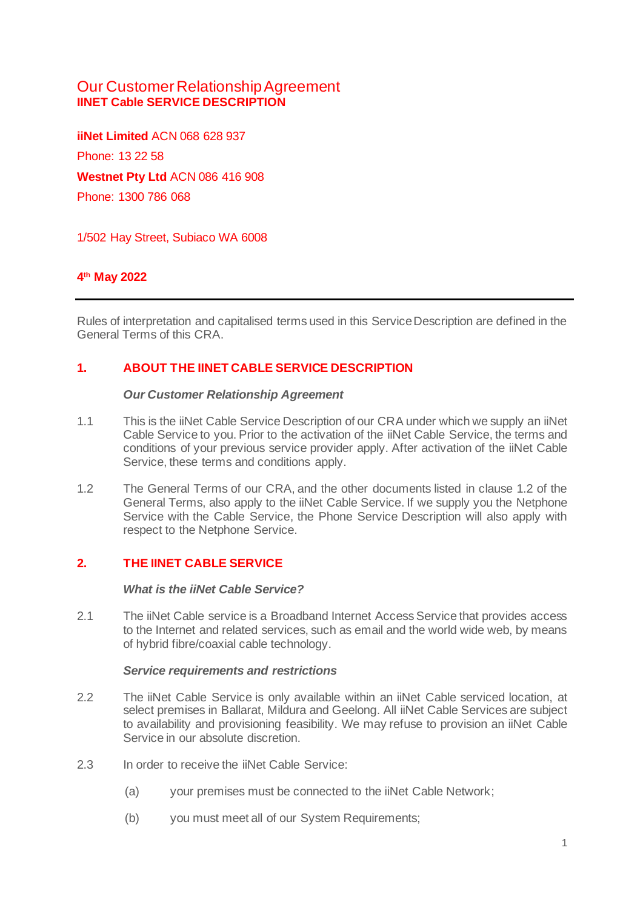# Our Customer Relationship Agreement
## IINET Cable SERVICE DESCRIPTION

**iiNet Limited** ACN 068 628 937

Phone: 13 22 58

**Westnet Pty Ltd** ACN 086 416 908

Phone: 1300 786 068

1/502 Hay Street, Subiaco WA 6008

**4th May 2022**

---

Rules of interpretation and capitalised terms used in this Service Description are defined in the General Terms of this CRA.

## 1. ABOUT THE IINET CABLE SERVICE DESCRIPTION

***Our Customer Relationship Agreement***

1.1 This is the iiNet Cable Service Description of our CRA under which we supply an iiNet Cable Service to you. Prior to the activation of the iiNet Cable Service, the terms and conditions of your previous service provider apply. After activation of the iiNet Cable Service, these terms and conditions apply.

1.2 The General Terms of our CRA, and the other documents listed in clause 1.2 of the General Terms, also apply to the iiNet Cable Service. If we supply you the Netphone Service with the Cable Service, the Phone Service Description will also apply with respect to the Netphone Service.

## 2. THE IINET CABLE SERVICE

***What is the iiNet Cable Service?***

2.1 The iiNet Cable service is a Broadband Internet Access Service that provides access to the Internet and related services, such as email and the world wide web, by means of hybrid fibre/coaxial cable technology.

***Service requirements and restrictions***

2.2 The iiNet Cable Service is only available within an iiNet Cable serviced location, at select premises in Ballarat, Mildura and Geelong. All iiNet Cable Services are subject to availability and provisioning feasibility. We may refuse to provision an iiNet Cable Service in our absolute discretion.

2.3 In order to receive the iiNet Cable Service:

(a) your premises must be connected to the iiNet Cable Network;

(b) you must meet all of our System Requirements;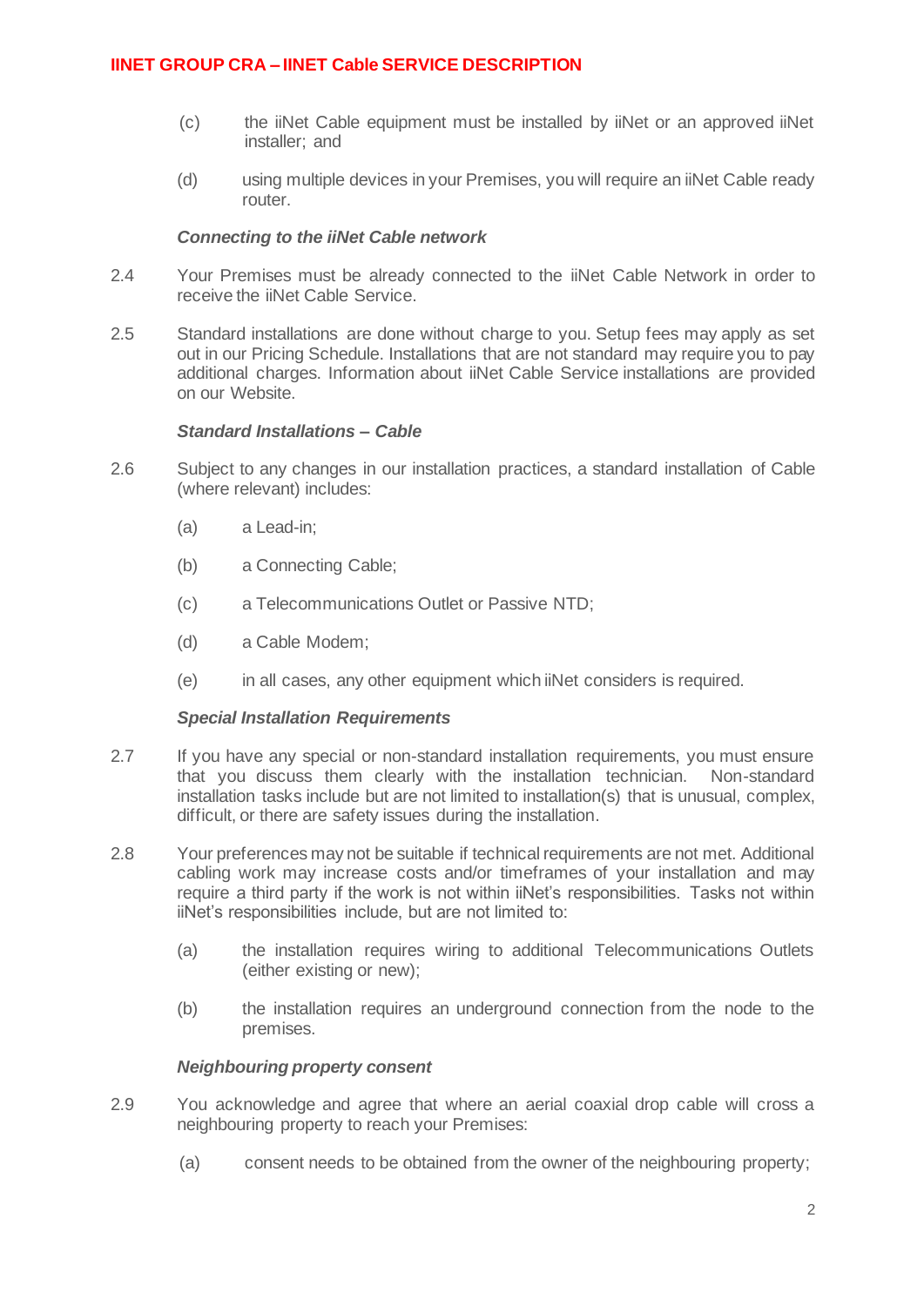(c) the iiNet Cable equipment must be installed by iiNet or an approved iiNet installer; and

(d) using multiple devices in your Premises, you will require an iiNet Cable ready router.

***Connecting to the iiNet Cable network***

2.4 Your Premises must be already connected to the iiNet Cable Network in order to receive the iiNet Cable Service.

2.5 Standard installations are done without charge to you. Setup fees may apply as set out in our Pricing Schedule. Installations that are not standard may require you to pay additional charges. Information about iiNet Cable Service installations are provided on our Website.

***Standard Installations – Cable***

2.6 Subject to any changes in our installation practices, a standard installation of Cable (where relevant) includes:

(a) a Lead-in;

(b) a Connecting Cable;

(c) a Telecommunications Outlet or Passive NTD;

(d) a Cable Modem;

(e) in all cases, any other equipment which iiNet considers is required.

***Special Installation Requirements***

2.7 If you have any special or non-standard installation requirements, you must ensure that you discuss them clearly with the installation technician. Non-standard installation tasks include but are not limited to installation(s) that is unusual, complex, difficult, or there are safety issues during the installation.

2.8 Your preferences may not be suitable if technical requirements are not met. Additional cabling work may increase costs and/or timeframes of your installation and may require a third party if the work is not within iiNet's responsibilities. Tasks not within iiNet's responsibilities include, but are not limited to:

(a) the installation requires wiring to additional Telecommunications Outlets (either existing or new);

(b) the installation requires an underground connection from the node to the premises.

***Neighbouring property consent***

2.9 You acknowledge and agree that where an aerial coaxial drop cable will cross a neighbouring property to reach your Premises:

(a) consent needs to be obtained from the owner of the neighbouring property;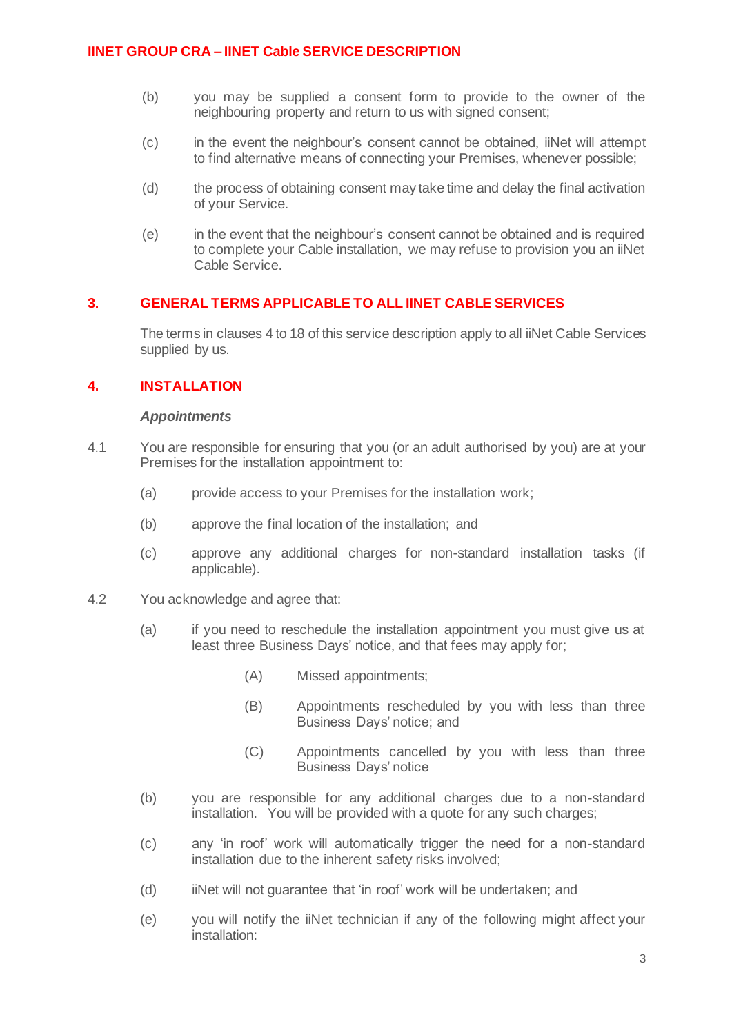(b) you may be supplied a consent form to provide to the owner of the neighbouring property and return to us with signed consent;

(c) in the event the neighbour's consent cannot be obtained, iiNet will attempt to find alternative means of connecting your Premises, whenever possible;

(d) the process of obtaining consent may take time and delay the final activation of your Service.

(e) in the event that the neighbour's consent cannot be obtained and is required to complete your Cable installation, we may refuse to provision you an iiNet Cable Service.

## 3. GENERAL TERMS APPLICABLE TO ALL IINET CABLE SERVICES

The terms in clauses 4 to 18 of this service description apply to all iiNet Cable Services supplied by us.

## 4. INSTALLATION

***Appointments***

4.1 You are responsible for ensuring that you (or an adult authorised by you) are at your Premises for the installation appointment to:

(a) provide access to your Premises for the installation work;

(b) approve the final location of the installation; and

(c) approve any additional charges for non-standard installation tasks (if applicable).

4.2 You acknowledge and agree that:

(a) if you need to reschedule the installation appointment you must give us at least three Business Days' notice, and that fees may apply for;

(A) Missed appointments;

(B) Appointments rescheduled by you with less than three Business Days' notice; and

(C) Appointments cancelled by you with less than three Business Days' notice

(b) you are responsible for any additional charges due to a non-standard installation. You will be provided with a quote for any such charges;

(c) any 'in roof' work will automatically trigger the need for a non-standard installation due to the inherent safety risks involved;

(d) iiNet will not guarantee that 'in roof' work will be undertaken; and

(e) you will notify the iiNet technician if any of the following might affect your installation: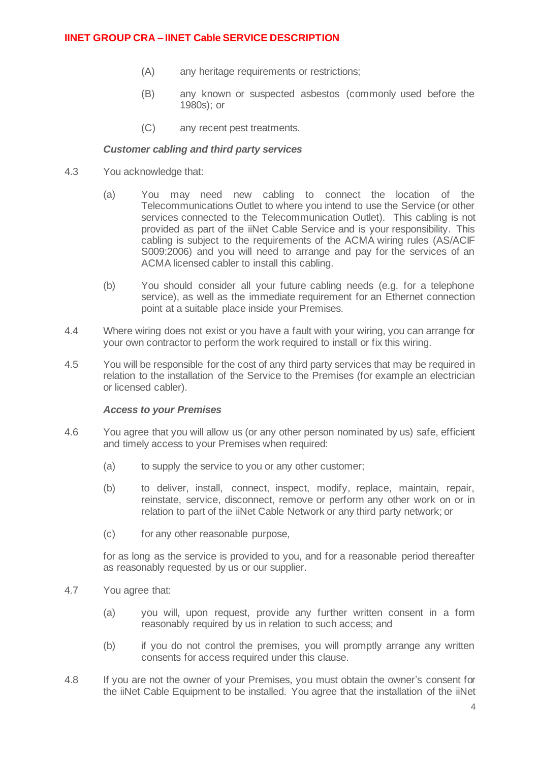(A) any heritage requirements or restrictions;

(B) any known or suspected asbestos (commonly used before the 1980s); or

(C) any recent pest treatments.

***Customer cabling and third party services***

4.3 You acknowledge that:

(a) You may need new cabling to connect the location of the Telecommunications Outlet to where you intend to use the Service (or other services connected to the Telecommunication Outlet). This cabling is not provided as part of the iiNet Cable Service and is your responsibility. This cabling is subject to the requirements of the ACMA wiring rules (AS/ACIF S009:2006) and you will need to arrange and pay for the services of an ACMA licensed cabler to install this cabling.

(b) You should consider all your future cabling needs (e.g. for a telephone service), as well as the immediate requirement for an Ethernet connection point at a suitable place inside your Premises.

4.4 Where wiring does not exist or you have a fault with your wiring, you can arrange for your own contractor to perform the work required to install or fix this wiring.

4.5 You will be responsible for the cost of any third party services that may be required in relation to the installation of the Service to the Premises (for example an electrician or licensed cabler).

***Access to your Premises***

4.6 You agree that you will allow us (or any other person nominated by us) safe, efficient and timely access to your Premises when required:

(a) to supply the service to you or any other customer;

(b) to deliver, install, connect, inspect, modify, replace, maintain, repair, reinstate, service, disconnect, remove or perform any other work on or in relation to part of the iiNet Cable Network or any third party network; or

(c) for any other reasonable purpose,

for as long as the service is provided to you, and for a reasonable period thereafter as reasonably requested by us or our supplier.

4.7 You agree that:

(a) you will, upon request, provide any further written consent in a form reasonably required by us in relation to such access; and

(b) if you do not control the premises, you will promptly arrange any written consents for access required under this clause.

4.8 If you are not the owner of your Premises, you must obtain the owner's consent for the iiNet Cable Equipment to be installed. You agree that the installation of the iiNet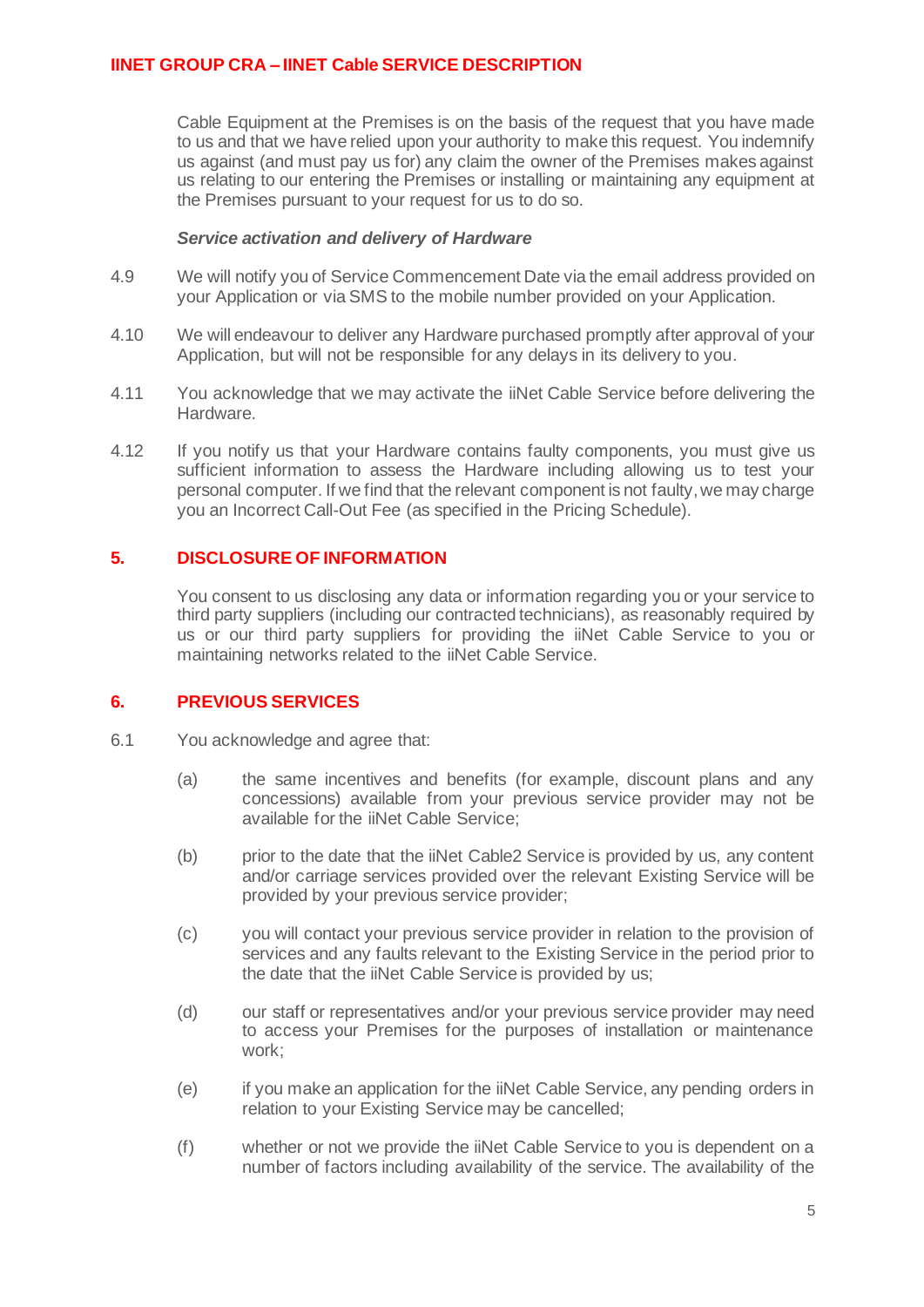Cable Equipment at the Premises is on the basis of the request that you have made to us and that we have relied upon your authority to make this request. You indemnify us against (and must pay us for) any claim the owner of the Premises makes against us relating to our entering the Premises or installing or maintaining any equipment at the Premises pursuant to your request for us to do so.

***Service activation and delivery of Hardware***

4.9 We will notify you of Service Commencement Date via the email address provided on your Application or via SMS to the mobile number provided on your Application.

4.10 We will endeavour to deliver any Hardware purchased promptly after approval of your Application, but will not be responsible for any delays in its delivery to you.

4.11 You acknowledge that we may activate the iiNet Cable Service before delivering the Hardware.

4.12 If you notify us that your Hardware contains faulty components, you must give us sufficient information to assess the Hardware including allowing us to test your personal computer. If we find that the relevant component is not faulty, we may charge you an Incorrect Call-Out Fee (as specified in the Pricing Schedule).

## 5. DISCLOSURE OF INFORMATION

You consent to us disclosing any data or information regarding you or your service to third party suppliers (including our contracted technicians), as reasonably required by us or our third party suppliers for providing the iiNet Cable Service to you or maintaining networks related to the iiNet Cable Service.

## 6. PREVIOUS SERVICES

6.1 You acknowledge and agree that:

(a) the same incentives and benefits (for example, discount plans and any concessions) available from your previous service provider may not be available for the iiNet Cable Service;

(b) prior to the date that the iiNet Cable2 Service is provided by us, any content and/or carriage services provided over the relevant Existing Service will be provided by your previous service provider;

(c) you will contact your previous service provider in relation to the provision of services and any faults relevant to the Existing Service in the period prior to the date that the iiNet Cable Service is provided by us;

(d) our staff or representatives and/or your previous service provider may need to access your Premises for the purposes of installation or maintenance work;

(e) if you make an application for the iiNet Cable Service, any pending orders in relation to your Existing Service may be cancelled;

(f) whether or not we provide the iiNet Cable Service to you is dependent on a number of factors including availability of the service. The availability of the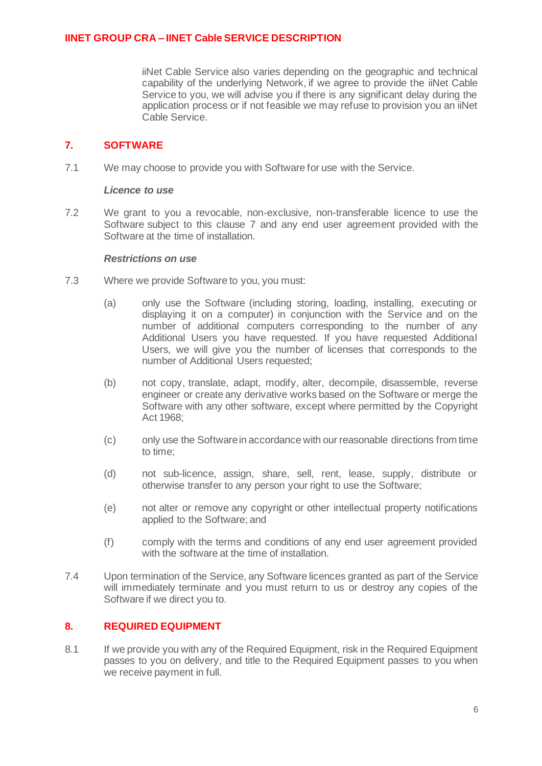iiNet Cable Service also varies depending on the geographic and technical capability of the underlying Network, if we agree to provide the iiNet Cable Service to you, we will advise you if there is any significant delay during the application process or if not feasible we may refuse to provision you an iiNet Cable Service.

## 7. SOFTWARE

7.1 We may choose to provide you with Software for use with the Service.

***Licence to use***

7.2 We grant to you a revocable, non-exclusive, non-transferable licence to use the Software subject to this clause 7 and any end user agreement provided with the Software at the time of installation.

***Restrictions on use***

7.3 Where we provide Software to you, you must:

(a) only use the Software (including storing, loading, installing, executing or displaying it on a computer) in conjunction with the Service and on the number of additional computers corresponding to the number of any Additional Users you have requested. If you have requested Additional Users, we will give you the number of licenses that corresponds to the number of Additional Users requested;

(b) not copy, translate, adapt, modify, alter, decompile, disassemble, reverse engineer or create any derivative works based on the Software or merge the Software with any other software, except where permitted by the Copyright Act 1968;

(c) only use the Software in accordance with our reasonable directions from time to time;

(d) not sub-licence, assign, share, sell, rent, lease, supply, distribute or otherwise transfer to any person your right to use the Software;

(e) not alter or remove any copyright or other intellectual property notifications applied to the Software; and

(f) comply with the terms and conditions of any end user agreement provided with the software at the time of installation.

7.4 Upon termination of the Service, any Software licences granted as part of the Service will immediately terminate and you must return to us or destroy any copies of the Software if we direct you to.

## 8. REQUIRED EQUIPMENT

8.1 If we provide you with any of the Required Equipment, risk in the Required Equipment passes to you on delivery, and title to the Required Equipment passes to you when we receive payment in full.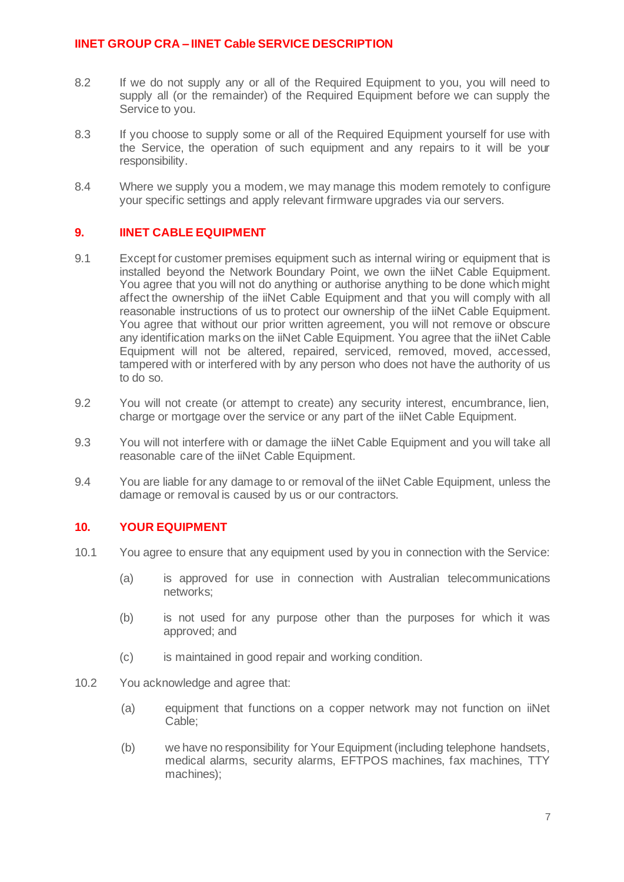8.2 If we do not supply any or all of the Required Equipment to you, you will need to supply all (or the remainder) of the Required Equipment before we can supply the Service to you.

8.3 If you choose to supply some or all of the Required Equipment yourself for use with the Service, the operation of such equipment and any repairs to it will be your responsibility.

8.4 Where we supply you a modem, we may manage this modem remotely to configure your specific settings and apply relevant firmware upgrades via our servers.

## 9. IINET CABLE EQUIPMENT

9.1 Except for customer premises equipment such as internal wiring or equipment that is installed beyond the Network Boundary Point, we own the iiNet Cable Equipment. You agree that you will not do anything or authorise anything to be done which might affect the ownership of the iiNet Cable Equipment and that you will comply with all reasonable instructions of us to protect our ownership of the iiNet Cable Equipment. You agree that without our prior written agreement, you will not remove or obscure any identification marks on the iiNet Cable Equipment. You agree that the iiNet Cable Equipment will not be altered, repaired, serviced, removed, moved, accessed, tampered with or interfered with by any person who does not have the authority of us to do so.

9.2 You will not create (or attempt to create) any security interest, encumbrance, lien, charge or mortgage over the service or any part of the iiNet Cable Equipment.

9.3 You will not interfere with or damage the iiNet Cable Equipment and you will take all reasonable care of the iiNet Cable Equipment.

9.4 You are liable for any damage to or removal of the iiNet Cable Equipment, unless the damage or removal is caused by us or our contractors.

## 10. YOUR EQUIPMENT

10.1 You agree to ensure that any equipment used by you in connection with the Service:

(a) is approved for use in connection with Australian telecommunications networks;

(b) is not used for any purpose other than the purposes for which it was approved; and

(c) is maintained in good repair and working condition.

10.2 You acknowledge and agree that:

(a) equipment that functions on a copper network may not function on iiNet Cable;

(b) we have no responsibility for Your Equipment (including telephone handsets, medical alarms, security alarms, EFTPOS machines, fax machines, TTY machines);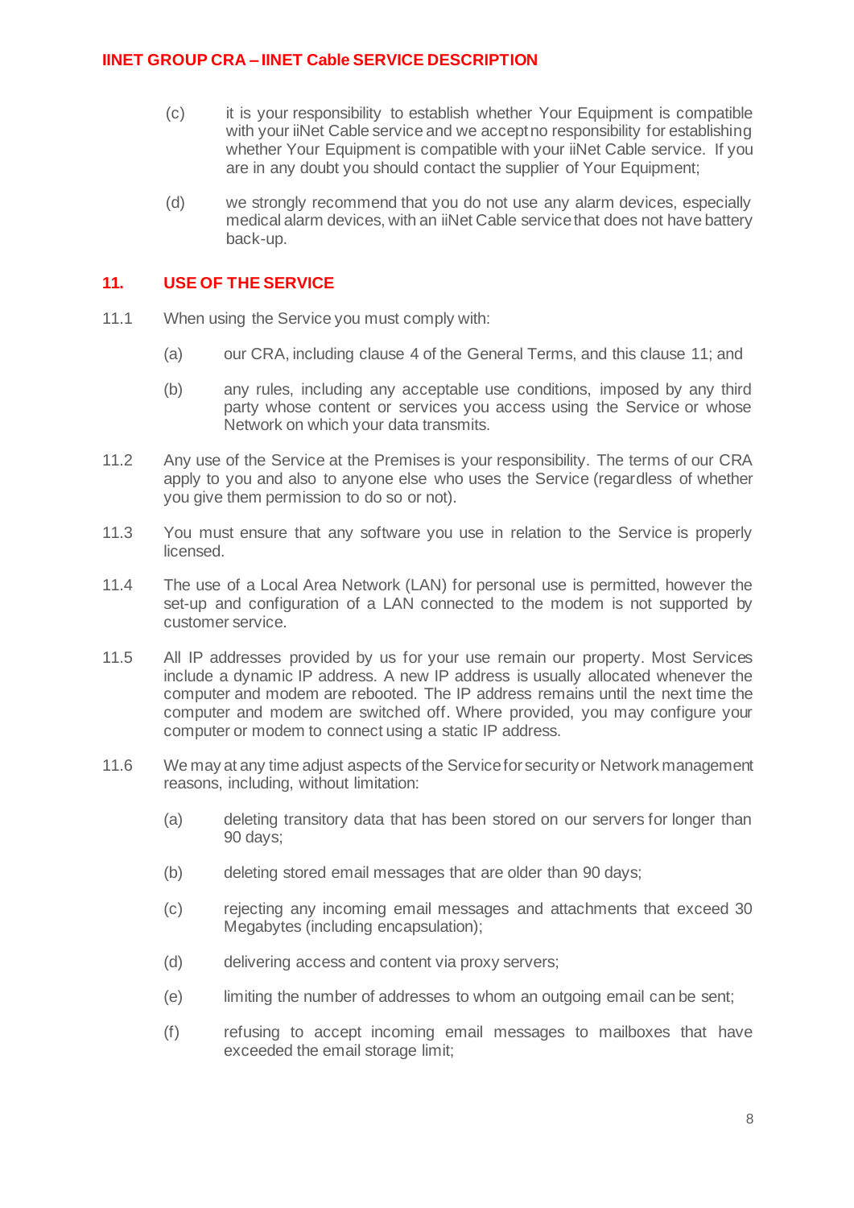(c) it is your responsibility to establish whether Your Equipment is compatible with your iiNet Cable service and we accept no responsibility for establishing whether Your Equipment is compatible with your iiNet Cable service. If you are in any doubt you should contact the supplier of Your Equipment;

(d) we strongly recommend that you do not use any alarm devices, especially medical alarm devices, with an iiNet Cable service that does not have battery back-up.

## 11. USE OF THE SERVICE

11.1 When using the Service you must comply with:

(a) our CRA, including clause 4 of the General Terms, and this clause 11; and

(b) any rules, including any acceptable use conditions, imposed by any third party whose content or services you access using the Service or whose Network on which your data transmits.

11.2 Any use of the Service at the Premises is your responsibility. The terms of our CRA apply to you and also to anyone else who uses the Service (regardless of whether you give them permission to do so or not).

11.3 You must ensure that any software you use in relation to the Service is properly licensed.

11.4 The use of a Local Area Network (LAN) for personal use is permitted, however the set-up and configuration of a LAN connected to the modem is not supported by customer service.

11.5 All IP addresses provided by us for your use remain our property. Most Services include a dynamic IP address. A new IP address is usually allocated whenever the computer and modem are rebooted. The IP address remains until the next time the computer and modem are switched off. Where provided, you may configure your computer or modem to connect using a static IP address.

11.6 We may at any time adjust aspects of the Service for security or Network management reasons, including, without limitation:

(a) deleting transitory data that has been stored on our servers for longer than 90 days;

(b) deleting stored email messages that are older than 90 days;

(c) rejecting any incoming email messages and attachments that exceed 30 Megabytes (including encapsulation);

(d) delivering access and content via proxy servers;

(e) limiting the number of addresses to whom an outgoing email can be sent;

(f) refusing to accept incoming email messages to mailboxes that have exceeded the email storage limit;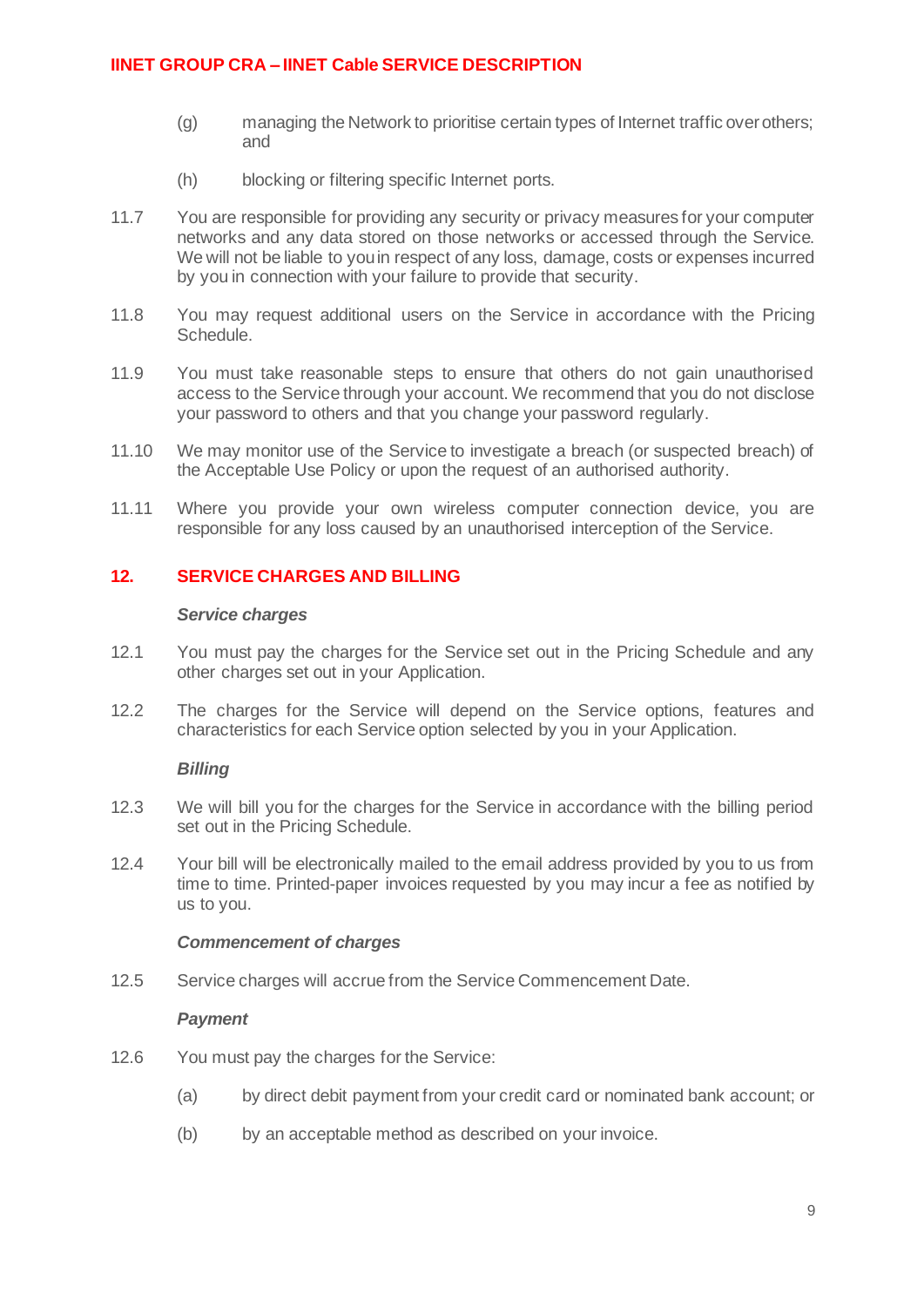(g) managing the Network to prioritise certain types of Internet traffic over others; and

(h) blocking or filtering specific Internet ports.

11.7 You are responsible for providing any security or privacy measures for your computer networks and any data stored on those networks or accessed through the Service. We will not be liable to you in respect of any loss, damage, costs or expenses incurred by you in connection with your failure to provide that security.

11.8 You may request additional users on the Service in accordance with the Pricing Schedule.

11.9 You must take reasonable steps to ensure that others do not gain unauthorised access to the Service through your account. We recommend that you do not disclose your password to others and that you change your password regularly.

11.10 We may monitor use of the Service to investigate a breach (or suspected breach) of the Acceptable Use Policy or upon the request of an authorised authority.

11.11 Where you provide your own wireless computer connection device, you are responsible for any loss caused by an unauthorised interception of the Service.

## 12. SERVICE CHARGES AND BILLING

***Service charges***

12.1 You must pay the charges for the Service set out in the Pricing Schedule and any other charges set out in your Application.

12.2 The charges for the Service will depend on the Service options, features and characteristics for each Service option selected by you in your Application.

***Billing***

12.3 We will bill you for the charges for the Service in accordance with the billing period set out in the Pricing Schedule.

12.4 Your bill will be electronically mailed to the email address provided by you to us from time to time. Printed-paper invoices requested by you may incur a fee as notified by us to you.

***Commencement of charges***

12.5 Service charges will accrue from the Service Commencement Date.

***Payment***

12.6 You must pay the charges for the Service:

(a) by direct debit payment from your credit card or nominated bank account; or

(b) by an acceptable method as described on your invoice.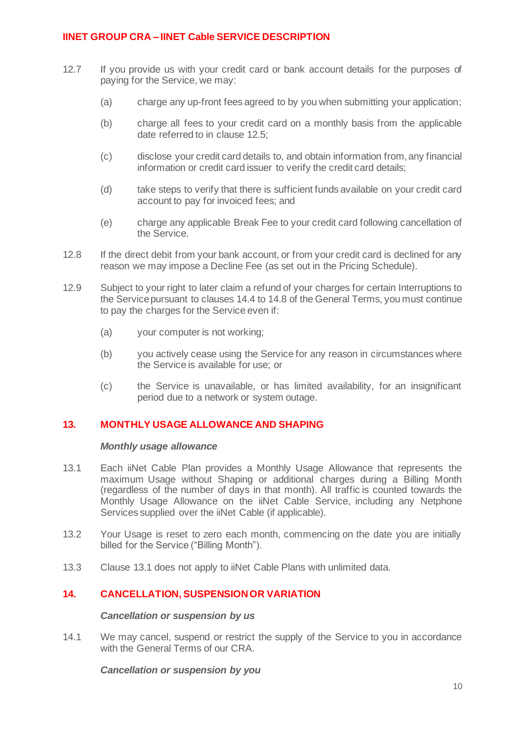12.7 If you provide us with your credit card or bank account details for the purposes of paying for the Service, we may:

(a) charge any up-front fees agreed to by you when submitting your application;

(b) charge all fees to your credit card on a monthly basis from the applicable date referred to in clause 12.5;

(c) disclose your credit card details to, and obtain information from, any financial information or credit card issuer to verify the credit card details;

(d) take steps to verify that there is sufficient funds available on your credit card account to pay for invoiced fees; and

(e) charge any applicable Break Fee to your credit card following cancellation of the Service.

12.8 If the direct debit from your bank account, or from your credit card is declined for any reason we may impose a Decline Fee (as set out in the Pricing Schedule).

12.9 Subject to your right to later claim a refund of your charges for certain Interruptions to the Service pursuant to clauses 14.4 to 14.8 of the General Terms, you must continue to pay the charges for the Service even if:

(a) your computer is not working;

(b) you actively cease using the Service for any reason in circumstances where the Service is available for use; or

(c) the Service is unavailable, or has limited availability, for an insignificant period due to a network or system outage.

## 13. MONTHLY USAGE ALLOWANCE AND SHAPING

***Monthly usage allowance***

13.1 Each iiNet Cable Plan provides a Monthly Usage Allowance that represents the maximum Usage without Shaping or additional charges during a Billing Month (regardless of the number of days in that month). All traffic is counted towards the Monthly Usage Allowance on the iiNet Cable Service, including any Netphone Services supplied over the iiNet Cable (if applicable).

13.2 Your Usage is reset to zero each month, commencing on the date you are initially billed for the Service ("Billing Month").

13.3 Clause 13.1 does not apply to iiNet Cable Plans with unlimited data.

## 14. CANCELLATION, SUSPENSION OR VARIATION

***Cancellation or suspension by us***

14.1 We may cancel, suspend or restrict the supply of the Service to you in accordance with the General Terms of our CRA.

***Cancellation or suspension by you***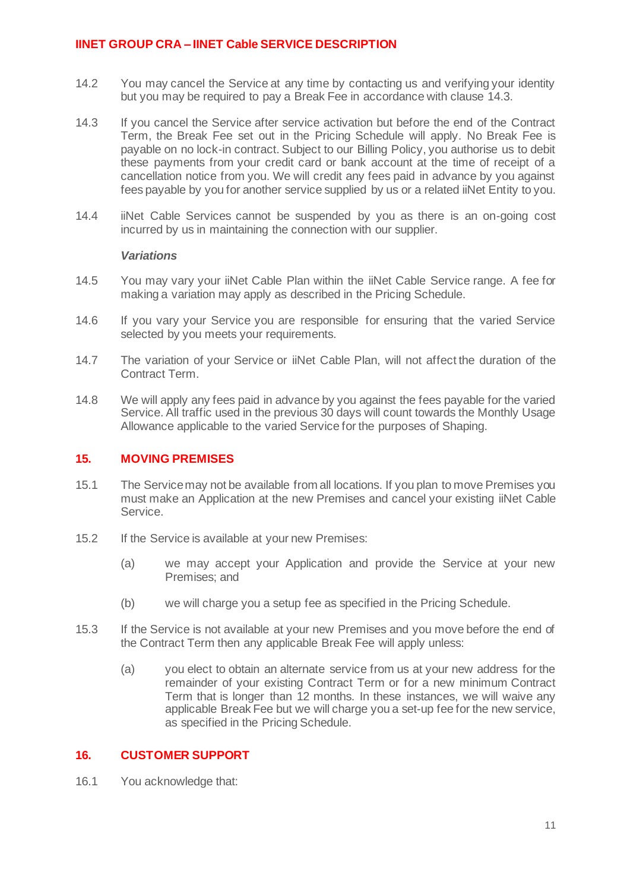14.2 You may cancel the Service at any time by contacting us and verifying your identity but you may be required to pay a Break Fee in accordance with clause 14.3.

14.3 If you cancel the Service after service activation but before the end of the Contract Term, the Break Fee set out in the Pricing Schedule will apply. No Break Fee is payable on no lock-in contract. Subject to our Billing Policy, you authorise us to debit these payments from your credit card or bank account at the time of receipt of a cancellation notice from you. We will credit any fees paid in advance by you against fees payable by you for another service supplied by us or a related iiNet Entity to you.

14.4 iiNet Cable Services cannot be suspended by you as there is an on-going cost incurred by us in maintaining the connection with our supplier.

***Variations***

14.5 You may vary your iiNet Cable Plan within the iiNet Cable Service range. A fee for making a variation may apply as described in the Pricing Schedule.

14.6 If you vary your Service you are responsible for ensuring that the varied Service selected by you meets your requirements.

14.7 The variation of your Service or iiNet Cable Plan, will not affect the duration of the Contract Term.

14.8 We will apply any fees paid in advance by you against the fees payable for the varied Service. All traffic used in the previous 30 days will count towards the Monthly Usage Allowance applicable to the varied Service for the purposes of Shaping.

## 15. MOVING PREMISES

15.1 The Service may not be available from all locations. If you plan to move Premises you must make an Application at the new Premises and cancel your existing iiNet Cable Service.

15.2 If the Service is available at your new Premises:

(a) we may accept your Application and provide the Service at your new Premises; and

(b) we will charge you a setup fee as specified in the Pricing Schedule.

15.3 If the Service is not available at your new Premises and you move before the end of the Contract Term then any applicable Break Fee will apply unless:

(a) you elect to obtain an alternate service from us at your new address for the remainder of your existing Contract Term or for a new minimum Contract Term that is longer than 12 months. In these instances, we will waive any applicable Break Fee but we will charge you a set-up fee for the new service, as specified in the Pricing Schedule.

## 16. CUSTOMER SUPPORT

16.1 You acknowledge that: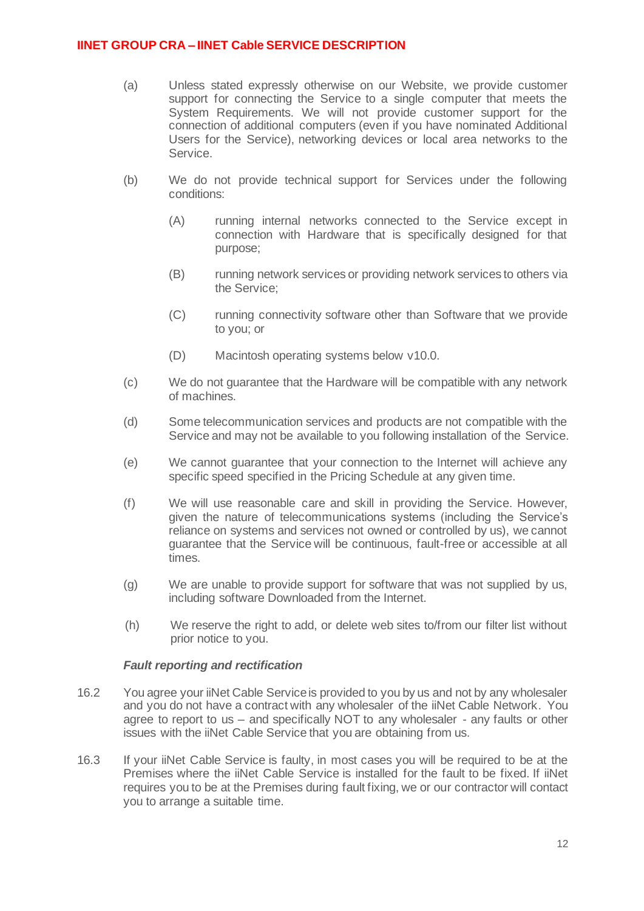(a) Unless stated expressly otherwise on our Website, we provide customer support for connecting the Service to a single computer that meets the System Requirements. We will not provide customer support for the connection of additional computers (even if you have nominated Additional Users for the Service), networking devices or local area networks to the Service.

(b) We do not provide technical support for Services under the following conditions:

(A) running internal networks connected to the Service except in connection with Hardware that is specifically designed for that purpose;

(B) running network services or providing network services to others via the Service;

(C) running connectivity software other than Software that we provide to you; or

(D) Macintosh operating systems below v10.0.

(c) We do not guarantee that the Hardware will be compatible with any network of machines.

(d) Some telecommunication services and products are not compatible with the Service and may not be available to you following installation of the Service.

(e) We cannot guarantee that your connection to the Internet will achieve any specific speed specified in the Pricing Schedule at any given time.

(f) We will use reasonable care and skill in providing the Service. However, given the nature of telecommunications systems (including the Service's reliance on systems and services not owned or controlled by us), we cannot guarantee that the Service will be continuous, fault-free or accessible at all times.

(g) We are unable to provide support for software that was not supplied by us, including software Downloaded from the Internet.

(h) We reserve the right to add, or delete web sites to/from our filter list without prior notice to you.

***Fault reporting and rectification***

16.2 You agree your iiNet Cable Service is provided to you by us and not by any wholesaler and you do not have a contract with any wholesaler of the iiNet Cable Network. You agree to report to us – and specifically NOT to any wholesaler - any faults or other issues with the iiNet Cable Service that you are obtaining from us.

16.3 If your iiNet Cable Service is faulty, in most cases you will be required to be at the Premises where the iiNet Cable Service is installed for the fault to be fixed. If iiNet requires you to be at the Premises during fault fixing, we or our contractor will contact you to arrange a suitable time.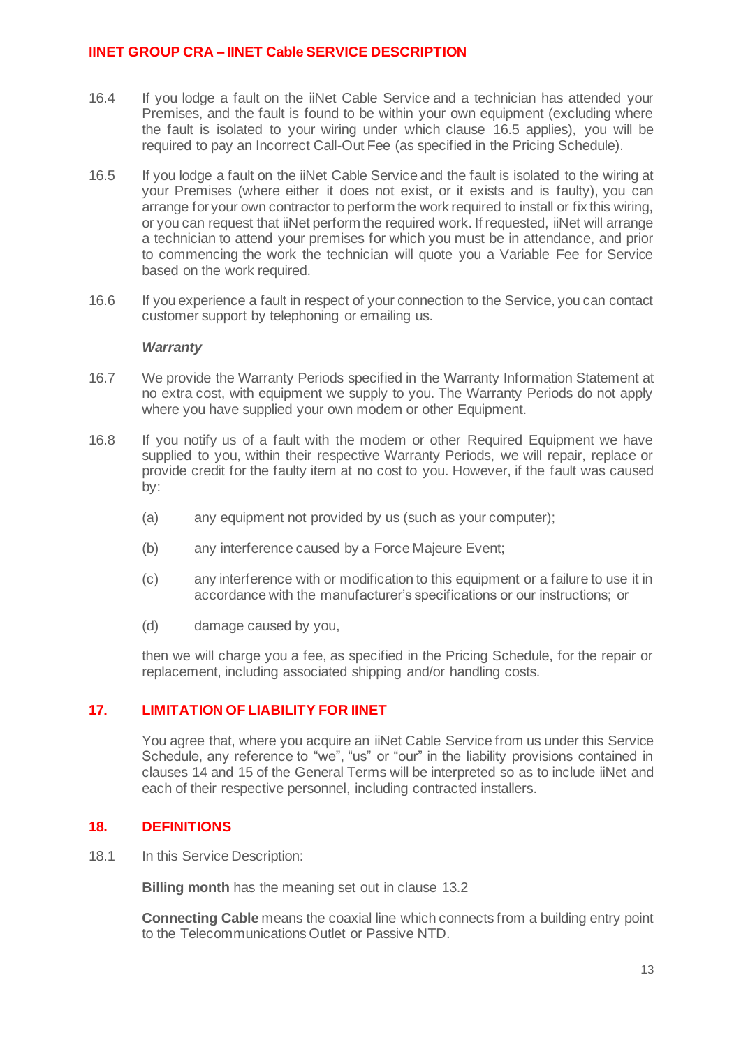16.4 If you lodge a fault on the iiNet Cable Service and a technician has attended your Premises, and the fault is found to be within your own equipment (excluding where the fault is isolated to your wiring under which clause 16.5 applies), you will be required to pay an Incorrect Call-Out Fee (as specified in the Pricing Schedule).

16.5 If you lodge a fault on the iiNet Cable Service and the fault is isolated to the wiring at your Premises (where either it does not exist, or it exists and is faulty), you can arrange for your own contractor to perform the work required to install or fix this wiring, or you can request that iiNet perform the required work. If requested, iiNet will arrange a technician to attend your premises for which you must be in attendance, and prior to commencing the work the technician will quote you a Variable Fee for Service based on the work required.

16.6 If you experience a fault in respect of your connection to the Service, you can contact customer support by telephoning or emailing us.

***Warranty***

16.7 We provide the Warranty Periods specified in the Warranty Information Statement at no extra cost, with equipment we supply to you. The Warranty Periods do not apply where you have supplied your own modem or other Equipment.

16.8 If you notify us of a fault with the modem or other Required Equipment we have supplied to you, within their respective Warranty Periods, we will repair, replace or provide credit for the faulty item at no cost to you. However, if the fault was caused by:

(a) any equipment not provided by us (such as your computer);

(b) any interference caused by a Force Majeure Event;

(c) any interference with or modification to this equipment or a failure to use it in accordance with the manufacturer's specifications or our instructions; or

(d) damage caused by you,

then we will charge you a fee, as specified in the Pricing Schedule, for the repair or replacement, including associated shipping and/or handling costs.

## 17. LIMITATION OF LIABILITY FOR IINET

You agree that, where you acquire an iiNet Cable Service from us under this Service Schedule, any reference to "we", "us" or "our" in the liability provisions contained in clauses 14 and 15 of the General Terms will be interpreted so as to include iiNet and each of their respective personnel, including contracted installers.

## 18. DEFINITIONS

18.1 In this Service Description:

**Billing month** has the meaning set out in clause 13.2

**Connecting Cable** means the coaxial line which connects from a building entry point to the Telecommunications Outlet or Passive NTD.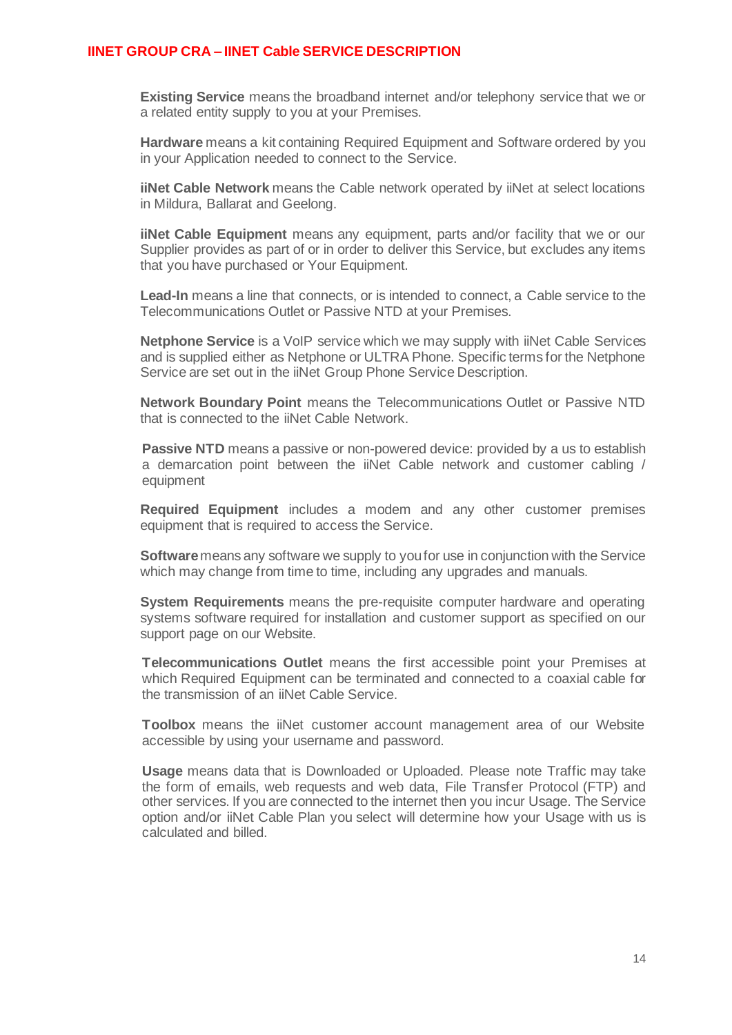**Existing Service** means the broadband internet and/or telephony service that we or a related entity supply to you at your Premises.

**Hardware** means a kit containing Required Equipment and Software ordered by you in your Application needed to connect to the Service.

**iiNet Cable Network** means the Cable network operated by iiNet at select locations in Mildura, Ballarat and Geelong.

**iiNet Cable Equipment** means any equipment, parts and/or facility that we or our Supplier provides as part of or in order to deliver this Service, but excludes any items that you have purchased or Your Equipment.

**Lead-In** means a line that connects, or is intended to connect, a Cable service to the Telecommunications Outlet or Passive NTD at your Premises.

**Netphone Service** is a VoIP service which we may supply with iiNet Cable Services and is supplied either as Netphone or ULTRA Phone. Specific terms for the Netphone Service are set out in the iiNet Group Phone Service Description.

**Network Boundary Point** means the Telecommunications Outlet or Passive NTD that is connected to the iiNet Cable Network.

**Passive NTD** means a passive or non-powered device: provided by a us to establish a demarcation point between the iiNet Cable network and customer cabling / equipment

**Required Equipment** includes a modem and any other customer premises equipment that is required to access the Service.

**Software** means any software we supply to you for use in conjunction with the Service which may change from time to time, including any upgrades and manuals.

**System Requirements** means the pre-requisite computer hardware and operating systems software required for installation and customer support as specified on our support page on our Website.

**Telecommunications Outlet** means the first accessible point your Premises at which Required Equipment can be terminated and connected to a coaxial cable for the transmission of an iiNet Cable Service.

**Toolbox** means the iiNet customer account management area of our Website accessible by using your username and password.

**Usage** means data that is Downloaded or Uploaded. Please note Traffic may take the form of emails, web requests and web data, File Transfer Protocol (FTP) and other services. If you are connected to the internet then you incur Usage. The Service option and/or iiNet Cable Plan you select will determine how your Usage with us is calculated and billed.